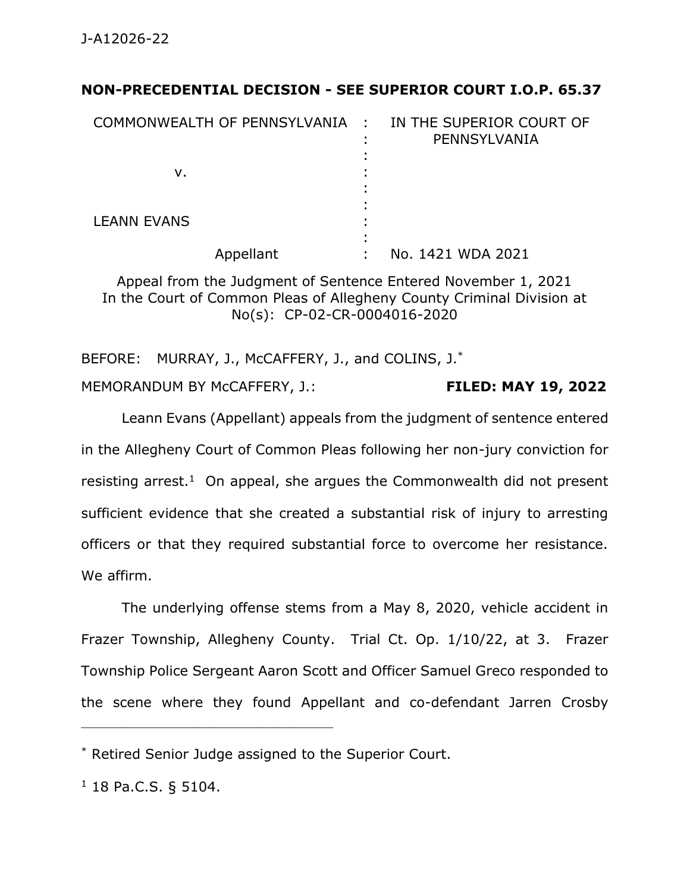J-A12026-22

**NON-PRECEDENTIAL DECISION - SEE SUPERIOR COURT I.O.P. 65.37**

| | | |
|---|---|---|
| COMMONWEALTH OF PENNSYLVANIA | : | IN THE SUPERIOR COURT OF PENNSYLVANIA |
| v. | : | |
| LEANN EVANS | : | |
| Appellant | : | No. 1421 WDA 2021 |

Appeal from the Judgment of Sentence Entered November 1, 2021
In the Court of Common Pleas of Allegheny County Criminal Division at No(s): CP-02-CR-0004016-2020

BEFORE: MURRAY, J., McCAFFERY, J., and COLINS, J.*

MEMORANDUM BY McCAFFERY, J.: **FILED: MAY 19, 2022**

Leann Evans (Appellant) appeals from the judgment of sentence entered in the Allegheny Court of Common Pleas following her non-jury conviction for resisting arrest.[1] On appeal, she argues the Commonwealth did not present sufficient evidence that she created a substantial risk of injury to arresting officers or that they required substantial force to overcome her resistance. We affirm.

The underlying offense stems from a May 8, 2020, vehicle accident in Frazer Township, Allegheny County. Trial Ct. Op. 1/10/22, at 3. Frazer Township Police Sergeant Aaron Scott and Officer Samuel Greco responded to the scene where they found Appellant and co-defendant Jarren Crosby

---

* Retired Senior Judge assigned to the Superior Court.

[1] 18 Pa.C.S. § 5104.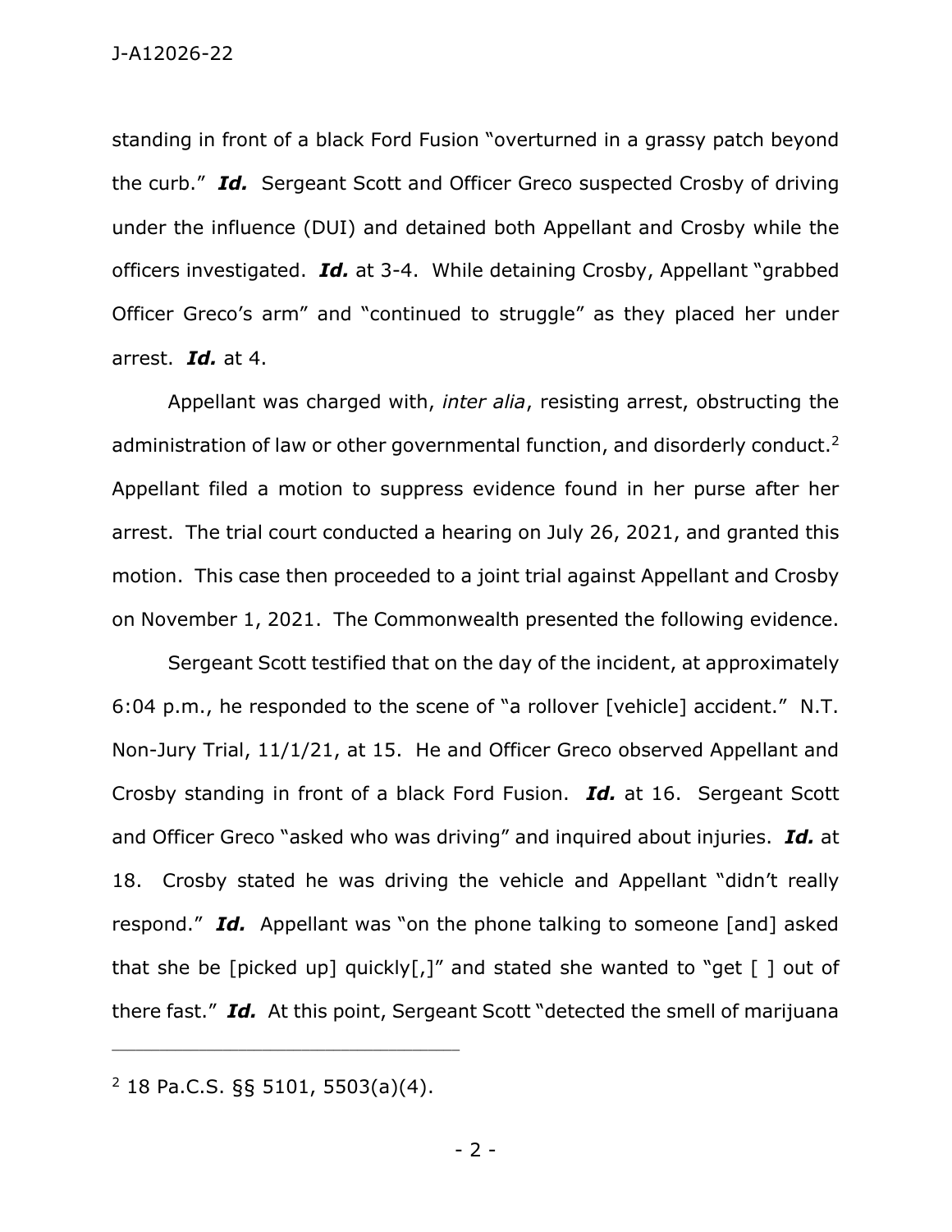standing in front of a black Ford Fusion "overturned in a grassy patch beyond the curb." ***Id.*** Sergeant Scott and Officer Greco suspected Crosby of driving under the influence (DUI) and detained both Appellant and Crosby while the officers investigated. ***Id.*** at 3-4. While detaining Crosby, Appellant "grabbed Officer Greco's arm" and "continued to struggle" as they placed her under arrest. ***Id.*** at 4.

Appellant was charged with, *inter alia*, resisting arrest, obstructing the administration of law or other governmental function, and disorderly conduct.[2] Appellant filed a motion to suppress evidence found in her purse after her arrest. The trial court conducted a hearing on July 26, 2021, and granted this motion. This case then proceeded to a joint trial against Appellant and Crosby on November 1, 2021. The Commonwealth presented the following evidence.

Sergeant Scott testified that on the day of the incident, at approximately 6:04 p.m., he responded to the scene of "a rollover [vehicle] accident." N.T. Non-Jury Trial, 11/1/21, at 15. He and Officer Greco observed Appellant and Crosby standing in front of a black Ford Fusion. ***Id.*** at 16. Sergeant Scott and Officer Greco "asked who was driving" and inquired about injuries. ***Id.*** at 18. Crosby stated he was driving the vehicle and Appellant "didn't really respond." ***Id.*** Appellant was "on the phone talking to someone [and] asked that she be [picked up] quickly[,]" and stated she wanted to "get [ ] out of there fast." ***Id.*** At this point, Sergeant Scott "detected the smell of marijuana

---

[2] 18 Pa.C.S. §§ 5101, 5503(a)(4).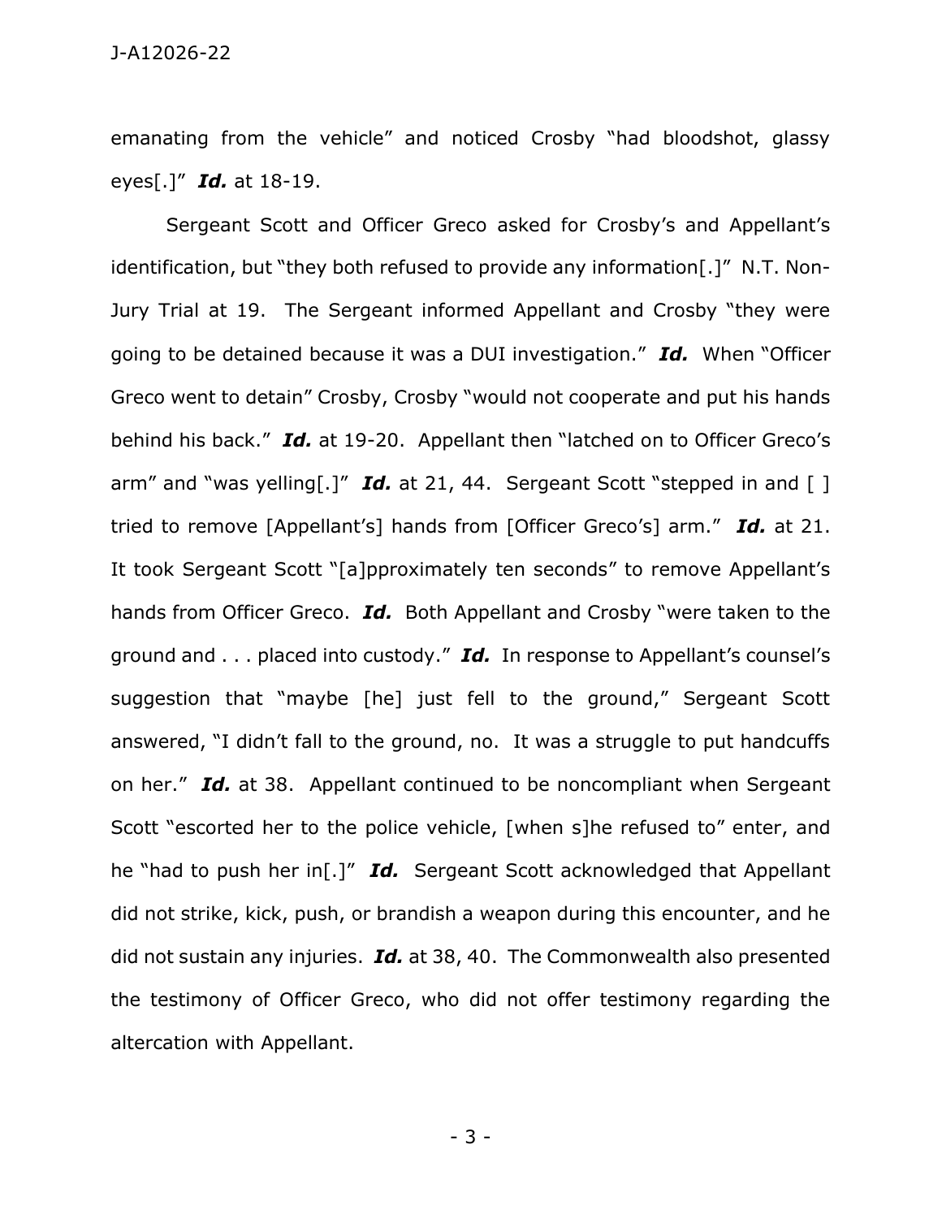emanating from the vehicle" and noticed Crosby "had bloodshot, glassy eyes[.]" ***Id.*** at 18-19.

Sergeant Scott and Officer Greco asked for Crosby's and Appellant's identification, but "they both refused to provide any information[.]" N.T. Non-Jury Trial at 19. The Sergeant informed Appellant and Crosby "they were going to be detained because it was a DUI investigation." ***Id.*** When "Officer Greco went to detain" Crosby, Crosby "would not cooperate and put his hands behind his back." ***Id.*** at 19-20. Appellant then "latched on to Officer Greco's arm" and "was yelling[.]" ***Id.*** at 21, 44. Sergeant Scott "stepped in and [ ] tried to remove [Appellant's] hands from [Officer Greco's] arm." ***Id.*** at 21. It took Sergeant Scott "[a]pproximately ten seconds" to remove Appellant's hands from Officer Greco. ***Id.*** Both Appellant and Crosby "were taken to the ground and . . . placed into custody." ***Id.*** In response to Appellant's counsel's suggestion that "maybe [he] just fell to the ground," Sergeant Scott answered, "I didn't fall to the ground, no. It was a struggle to put handcuffs on her." ***Id.*** at 38. Appellant continued to be noncompliant when Sergeant Scott "escorted her to the police vehicle, [when s]he refused to" enter, and he "had to push her in[.]" ***Id.*** Sergeant Scott acknowledged that Appellant did not strike, kick, push, or brandish a weapon during this encounter, and he did not sustain any injuries. ***Id.*** at 38, 40. The Commonwealth also presented the testimony of Officer Greco, who did not offer testimony regarding the altercation with Appellant.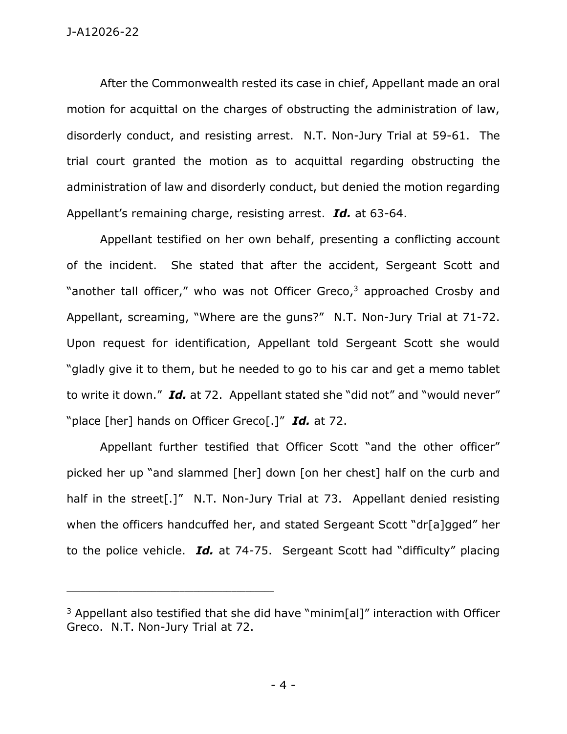After the Commonwealth rested its case in chief, Appellant made an oral motion for acquittal on the charges of obstructing the administration of law, disorderly conduct, and resisting arrest. N.T. Non-Jury Trial at 59-61. The trial court granted the motion as to acquittal regarding obstructing the administration of law and disorderly conduct, but denied the motion regarding Appellant's remaining charge, resisting arrest. ***Id.*** at 63-64.

Appellant testified on her own behalf, presenting a conflicting account of the incident. She stated that after the accident, Sergeant Scott and "another tall officer," who was not Officer Greco,[3] approached Crosby and Appellant, screaming, "Where are the guns?" N.T. Non-Jury Trial at 71-72. Upon request for identification, Appellant told Sergeant Scott she would "gladly give it to them, but he needed to go to his car and get a memo tablet to write it down." ***Id.*** at 72. Appellant stated she "did not" and "would never" "place [her] hands on Officer Greco[.]" ***Id.*** at 72.

Appellant further testified that Officer Scott "and the other officer" picked her up "and slammed [her] down [on her chest] half on the curb and half in the street[.]" N.T. Non-Jury Trial at 73. Appellant denied resisting when the officers handcuffed her, and stated Sergeant Scott "dr[a]gged" her to the police vehicle. ***Id.*** at 74-75. Sergeant Scott had "difficulty" placing

---

[3] Appellant also testified that she did have "minim[al]" interaction with Officer Greco. N.T. Non-Jury Trial at 72.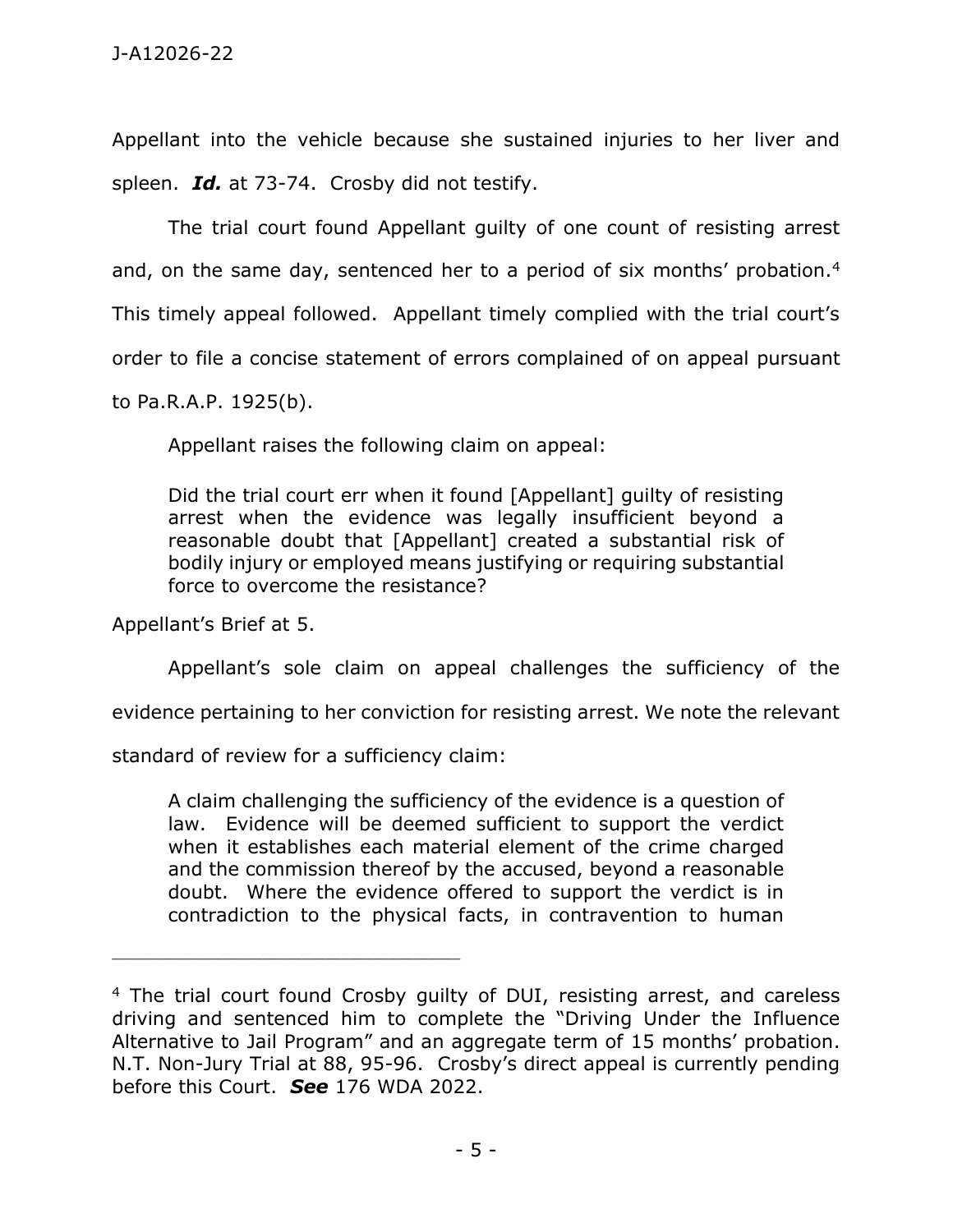Appellant into the vehicle because she sustained injuries to her liver and spleen. ***Id.*** at 73-74. Crosby did not testify.

The trial court found Appellant guilty of one count of resisting arrest and, on the same day, sentenced her to a period of six months' probation.[4] This timely appeal followed. Appellant timely complied with the trial court's order to file a concise statement of errors complained of on appeal pursuant to Pa.R.A.P. 1925(b).

Appellant raises the following claim on appeal:

> Did the trial court err when it found [Appellant] guilty of resisting arrest when the evidence was legally insufficient beyond a reasonable doubt that [Appellant] created a substantial risk of bodily injury or employed means justifying or requiring substantial force to overcome the resistance?

Appellant's Brief at 5.

Appellant's sole claim on appeal challenges the sufficiency of the evidence pertaining to her conviction for resisting arrest. We note the relevant standard of review for a sufficiency claim:

> A claim challenging the sufficiency of the evidence is a question of law. Evidence will be deemed sufficient to support the verdict when it establishes each material element of the crime charged and the commission thereof by the accused, beyond a reasonable doubt. Where the evidence offered to support the verdict is in contradiction to the physical facts, in contravention to human

---

[4] The trial court found Crosby guilty of DUI, resisting arrest, and careless driving and sentenced him to complete the "Driving Under the Influence Alternative to Jail Program" and an aggregate term of 15 months' probation. N.T. Non-Jury Trial at 88, 95-96. Crosby's direct appeal is currently pending before this Court. ***See*** 176 WDA 2022.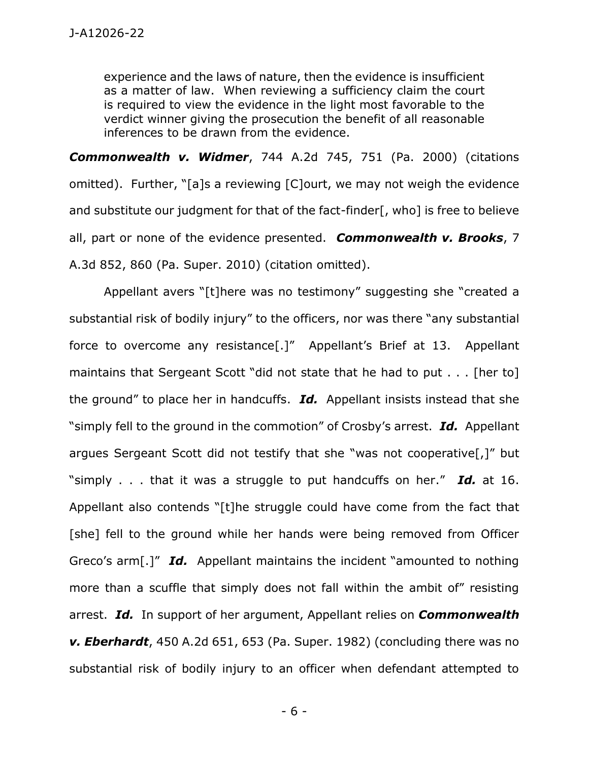> experience and the laws of nature, then the evidence is insufficient as a matter of law. When reviewing a sufficiency claim the court is required to view the evidence in the light most favorable to the verdict winner giving the prosecution the benefit of all reasonable inferences to be drawn from the evidence.

***Commonwealth v. Widmer***, 744 A.2d 745, 751 (Pa. 2000) (citations omitted). Further, "[a]s a reviewing [C]ourt, we may not weigh the evidence and substitute our judgment for that of the fact-finder[, who] is free to believe all, part or none of the evidence presented. ***Commonwealth v. Brooks***, 7 A.3d 852, 860 (Pa. Super. 2010) (citation omitted).

Appellant avers "[t]here was no testimony" suggesting she "created a substantial risk of bodily injury" to the officers, nor was there "any substantial force to overcome any resistance[.]" Appellant's Brief at 13. Appellant maintains that Sergeant Scott "did not state that he had to put . . . [her to] the ground" to place her in handcuffs. ***Id.*** Appellant insists instead that she "simply fell to the ground in the commotion" of Crosby's arrest. ***Id.*** Appellant argues Sergeant Scott did not testify that she "was not cooperative[,]" but "simply . . . that it was a struggle to put handcuffs on her." ***Id.*** at 16. Appellant also contends "[t]he struggle could have come from the fact that [she] fell to the ground while her hands were being removed from Officer Greco's arm[.]" ***Id.*** Appellant maintains the incident "amounted to nothing more than a scuffle that simply does not fall within the ambit of" resisting arrest. ***Id.*** In support of her argument, Appellant relies on ***Commonwealth v. Eberhardt***, 450 A.2d 651, 653 (Pa. Super. 1982) (concluding there was no substantial risk of bodily injury to an officer when defendant attempted to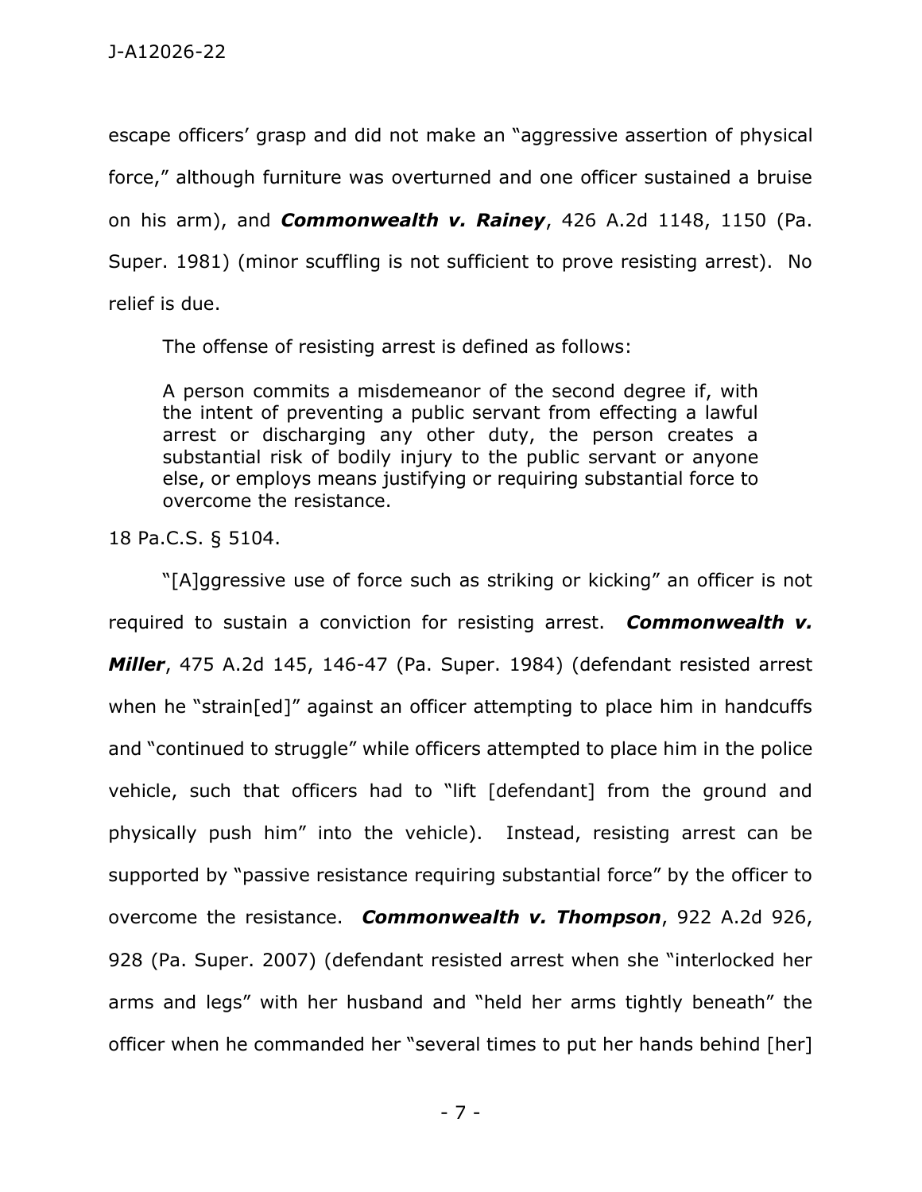escape officers' grasp and did not make an "aggressive assertion of physical force," although furniture was overturned and one officer sustained a bruise on his arm), and ***Commonwealth v. Rainey***, 426 A.2d 1148, 1150 (Pa. Super. 1981) (minor scuffling is not sufficient to prove resisting arrest). No relief is due.

The offense of resisting arrest is defined as follows:

> A person commits a misdemeanor of the second degree if, with the intent of preventing a public servant from effecting a lawful arrest or discharging any other duty, the person creates a substantial risk of bodily injury to the public servant or anyone else, or employs means justifying or requiring substantial force to overcome the resistance.

18 Pa.C.S. § 5104.

"[A]ggressive use of force such as striking or kicking" an officer is not required to sustain a conviction for resisting arrest. ***Commonwealth v. Miller***, 475 A.2d 145, 146-47 (Pa. Super. 1984) (defendant resisted arrest when he "strain[ed]" against an officer attempting to place him in handcuffs and "continued to struggle" while officers attempted to place him in the police vehicle, such that officers had to "lift [defendant] from the ground and physically push him" into the vehicle). Instead, resisting arrest can be supported by "passive resistance requiring substantial force" by the officer to overcome the resistance. ***Commonwealth v. Thompson***, 922 A.2d 926, 928 (Pa. Super. 2007) (defendant resisted arrest when she "interlocked her arms and legs" with her husband and "held her arms tightly beneath" the officer when he commanded her "several times to put her hands behind [her]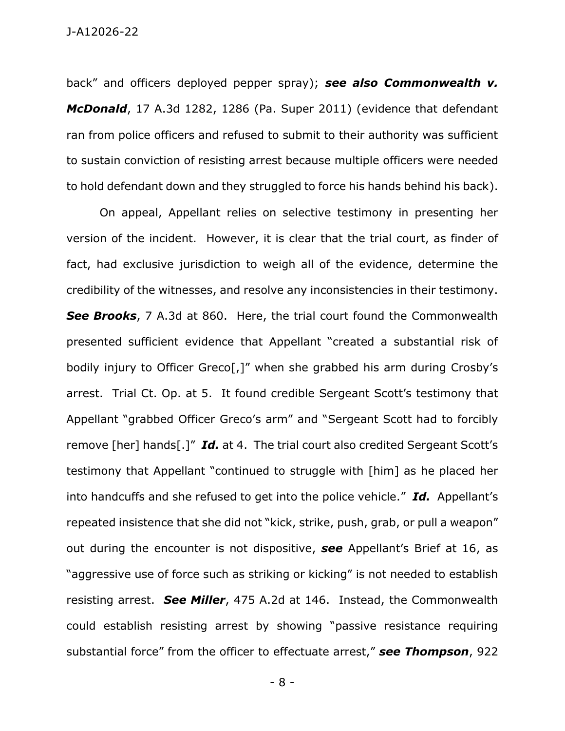back" and officers deployed pepper spray); ***see also Commonwealth v. McDonald***, 17 A.3d 1282, 1286 (Pa. Super 2011) (evidence that defendant ran from police officers and refused to submit to their authority was sufficient to sustain conviction of resisting arrest because multiple officers were needed to hold defendant down and they struggled to force his hands behind his back).

On appeal, Appellant relies on selective testimony in presenting her version of the incident. However, it is clear that the trial court, as finder of fact, had exclusive jurisdiction to weigh all of the evidence, determine the credibility of the witnesses, and resolve any inconsistencies in their testimony. ***See Brooks***, 7 A.3d at 860. Here, the trial court found the Commonwealth presented sufficient evidence that Appellant "created a substantial risk of bodily injury to Officer Greco[,]" when she grabbed his arm during Crosby's arrest. Trial Ct. Op. at 5. It found credible Sergeant Scott's testimony that Appellant "grabbed Officer Greco's arm" and "Sergeant Scott had to forcibly remove [her] hands[.]" ***Id.*** at 4. The trial court also credited Sergeant Scott's testimony that Appellant "continued to struggle with [him] as he placed her into handcuffs and she refused to get into the police vehicle." ***Id.*** Appellant's repeated insistence that she did not "kick, strike, push, grab, or pull a weapon" out during the encounter is not dispositive, ***see*** Appellant's Brief at 16, as "aggressive use of force such as striking or kicking" is not needed to establish resisting arrest. ***See Miller***, 475 A.2d at 146. Instead, the Commonwealth could establish resisting arrest by showing "passive resistance requiring substantial force" from the officer to effectuate arrest," ***see Thompson***, 922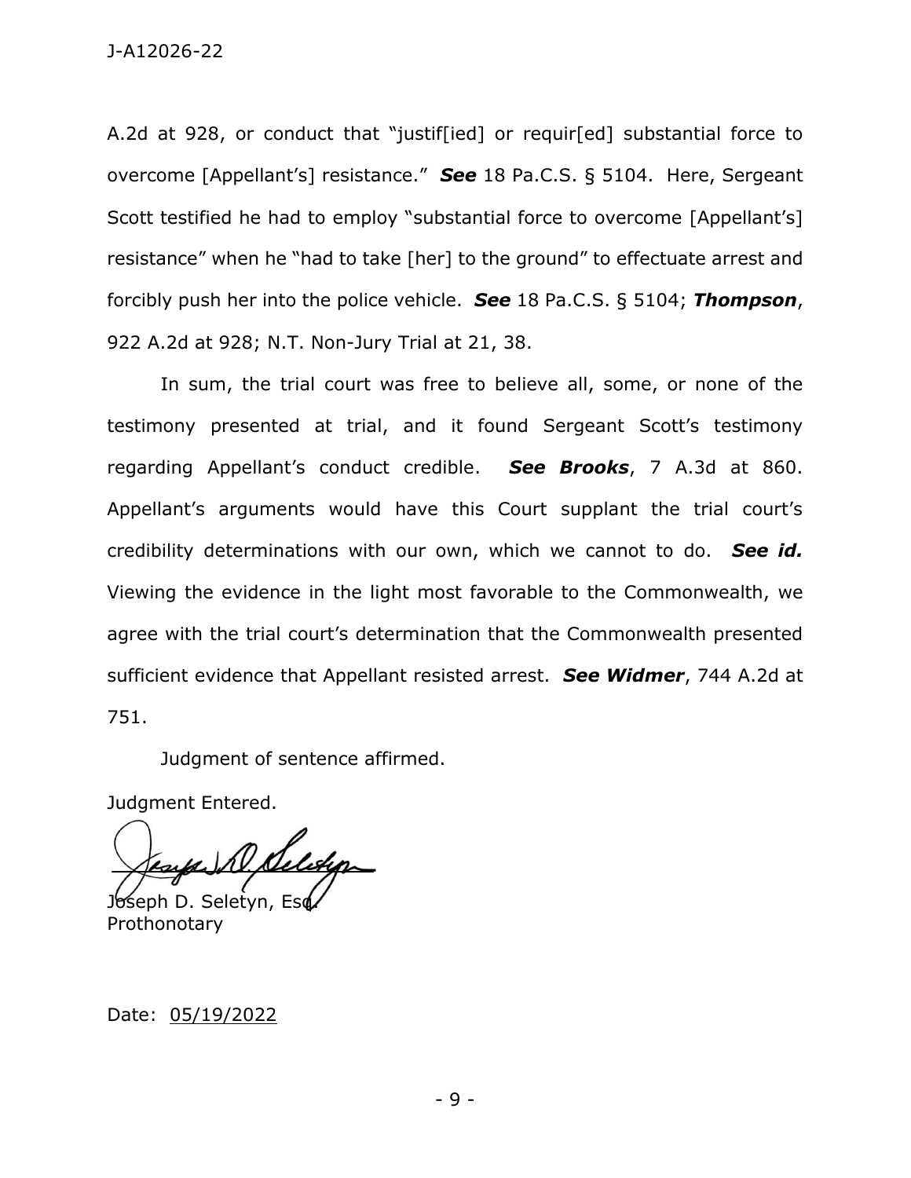A.2d at 928, or conduct that "justif[ied] or requir[ed] substantial force to overcome [Appellant's] resistance." ***See*** 18 Pa.C.S. § 5104. Here, Sergeant Scott testified he had to employ "substantial force to overcome [Appellant's] resistance" when he "had to take [her] to the ground" to effectuate arrest and forcibly push her into the police vehicle. ***See*** 18 Pa.C.S. § 5104; ***Thompson***, 922 A.2d at 928; N.T. Non-Jury Trial at 21, 38.

In sum, the trial court was free to believe all, some, or none of the testimony presented at trial, and it found Sergeant Scott's testimony regarding Appellant's conduct credible. ***See Brooks***, 7 A.3d at 860. Appellant's arguments would have this Court supplant the trial court's credibility determinations with our own, which we cannot to do. ***See id.*** Viewing the evidence in the light most favorable to the Commonwealth, we agree with the trial court's determination that the Commonwealth presented sufficient evidence that Appellant resisted arrest. ***See Widmer***, 744 A.2d at 751.

Judgment of sentence affirmed.

Judgment Entered.

Joseph D. Seletyn, Esq.
Prothonotary

Date: 05/19/2022